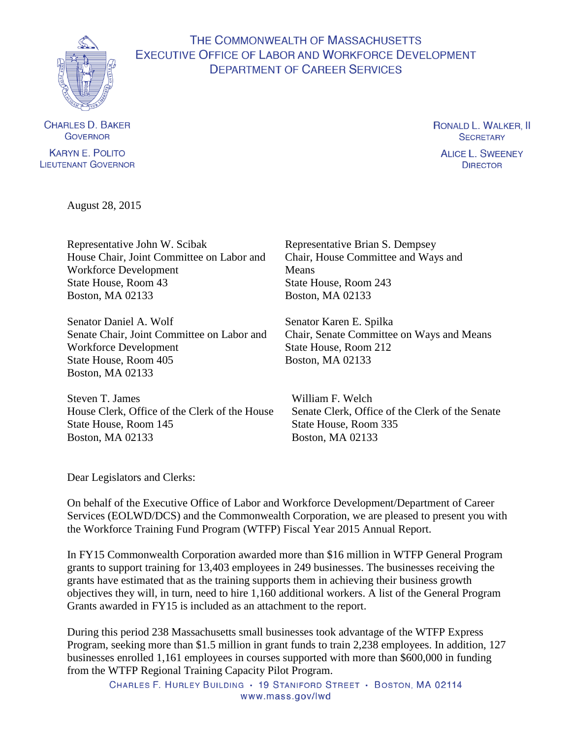THE COMMONWEALTH OF MASSACHUSETTS
EXECUTIVE OFFICE OF LABOR AND WORKFORCE DEVELOPMENT
DEPARTMENT OF CAREER SERVICES

CHARLES D. BAKER
GOVERNOR

KARYN E. POLITO
LIEUTENANT GOVERNOR

RONALD L. WALKER, II
SECRETARY

ALICE L. SWEENEY
DIRECTOR

August 28, 2015

Representative John W. Scibak
House Chair, Joint Committee on Labor and Workforce Development
State House, Room 43
Boston, MA 02133

Representative Brian S. Dempsey
Chair, House Committee and Ways and Means
State House, Room 243
Boston, MA 02133

Senator Daniel A. Wolf
Senate Chair, Joint Committee on Labor and Workforce Development
State House, Room 405
Boston, MA 02133

Senator Karen E. Spilka
Chair, Senate Committee on Ways and Means
State House, Room 212
Boston, MA 02133

Steven T. James
House Clerk, Office of the Clerk of the House
State House, Room 145
Boston, MA 02133

William F. Welch
Senate Clerk, Office of the Clerk of the Senate
State House, Room 335
Boston, MA 02133

Dear Legislators and Clerks:

On behalf of the Executive Office of Labor and Workforce Development/Department of Career Services (EOLWD/DCS) and the Commonwealth Corporation, we are pleased to present you with the Workforce Training Fund Program (WTFP) Fiscal Year 2015 Annual Report.

In FY15 Commonwealth Corporation awarded more than $16 million in WTFP General Program grants to support training for 13,403 employees in 249 businesses. The businesses receiving the grants have estimated that as the training supports them in achieving their business growth objectives they will, in turn, need to hire 1,160 additional workers. A list of the General Program Grants awarded in FY15 is included as an attachment to the report.

During this period 238 Massachusetts small businesses took advantage of the WTFP Express Program, seeking more than $1.5 million in grant funds to train 2,238 employees. In addition, 127 businesses enrolled 1,161 employees in courses supported with more than $600,000 in funding from the WTFP Regional Training Capacity Pilot Program.

CHARLES F. HURLEY BUILDING • 19 STANIFORD STREET • BOSTON, MA 02114
www.mass.gov/lwd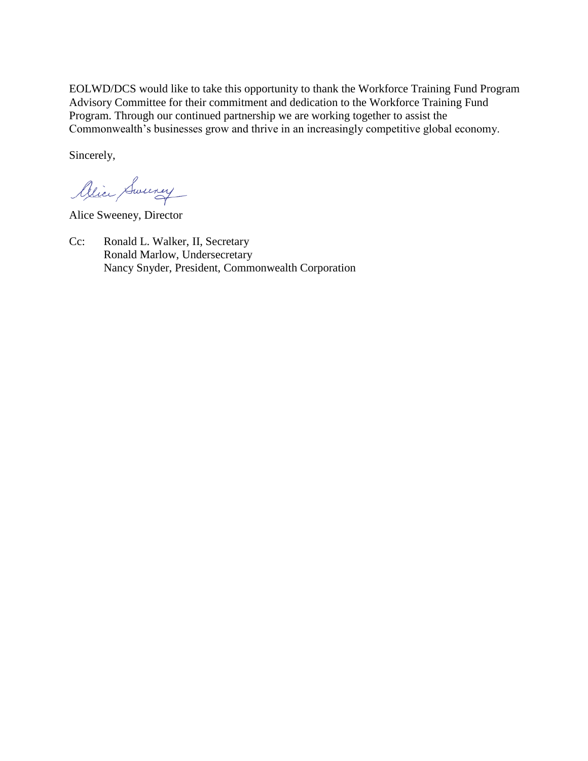EOLWD/DCS would like to take this opportunity to thank the Workforce Training Fund Program Advisory Committee for their commitment and dedication to the Workforce Training Fund Program. Through our continued partnership we are working together to assist the Commonwealth's businesses grow and thrive in an increasingly competitive global economy.

Sincerely,

Alice Sweeney

Alice Sweeney, Director

Cc: Ronald L. Walker, II, Secretary
Ronald Marlow, Undersecretary
Nancy Snyder, President, Commonwealth Corporation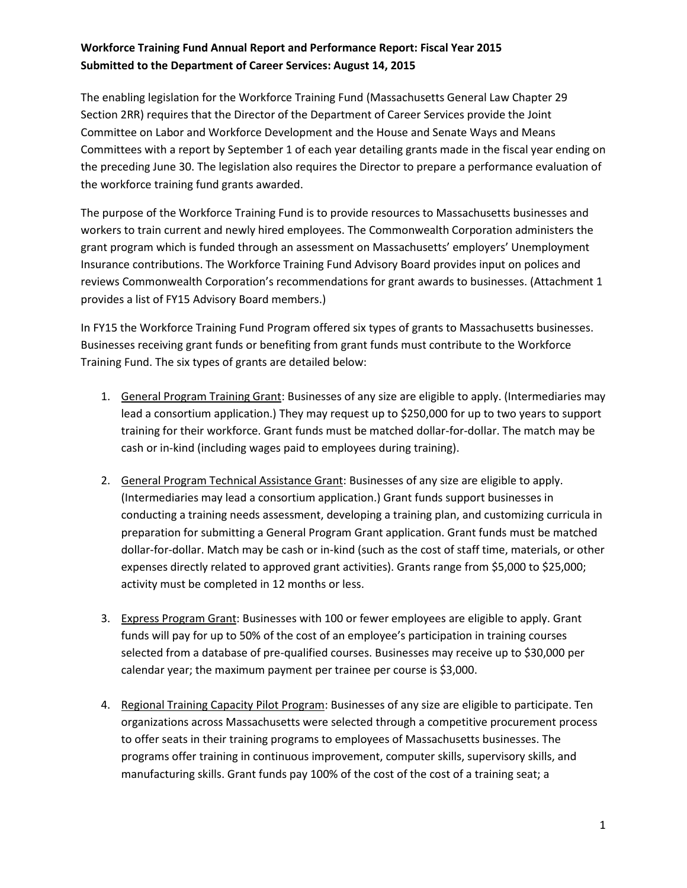**Workforce Training Fund Annual Report and Performance Report: Fiscal Year 2015**
**Submitted to the Department of Career Services: August 14, 2015**

The enabling legislation for the Workforce Training Fund (Massachusetts General Law Chapter 29 Section 2RR) requires that the Director of the Department of Career Services provide the Joint Committee on Labor and Workforce Development and the House and Senate Ways and Means Committees with a report by September 1 of each year detailing grants made in the fiscal year ending on the preceding June 30. The legislation also requires the Director to prepare a performance evaluation of the workforce training fund grants awarded.

The purpose of the Workforce Training Fund is to provide resources to Massachusetts businesses and workers to train current and newly hired employees. The Commonwealth Corporation administers the grant program which is funded through an assessment on Massachusetts' employers' Unemployment Insurance contributions. The Workforce Training Fund Advisory Board provides input on polices and reviews Commonwealth Corporation's recommendations for grant awards to businesses. (Attachment 1 provides a list of FY15 Advisory Board members.)

In FY15 the Workforce Training Fund Program offered six types of grants to Massachusetts businesses. Businesses receiving grant funds or benefiting from grant funds must contribute to the Workforce Training Fund. The six types of grants are detailed below:

1. General Program Training Grant: Businesses of any size are eligible to apply. (Intermediaries may lead a consortium application.) They may request up to $250,000 for up to two years to support training for their workforce. Grant funds must be matched dollar-for-dollar. The match may be cash or in-kind (including wages paid to employees during training).

2. General Program Technical Assistance Grant: Businesses of any size are eligible to apply. (Intermediaries may lead a consortium application.) Grant funds support businesses in conducting a training needs assessment, developing a training plan, and customizing curricula in preparation for submitting a General Program Grant application. Grant funds must be matched dollar-for-dollar. Match may be cash or in-kind (such as the cost of staff time, materials, or other expenses directly related to approved grant activities). Grants range from $5,000 to $25,000; activity must be completed in 12 months or less.

3. Express Program Grant: Businesses with 100 or fewer employees are eligible to apply. Grant funds will pay for up to 50% of the cost of an employee's participation in training courses selected from a database of pre-qualified courses. Businesses may receive up to $30,000 per calendar year; the maximum payment per trainee per course is $3,000.

4. Regional Training Capacity Pilot Program: Businesses of any size are eligible to participate. Ten organizations across Massachusetts were selected through a competitive procurement process to offer seats in their training programs to employees of Massachusetts businesses. The programs offer training in continuous improvement, computer skills, supervisory skills, and manufacturing skills. Grant funds pay 100% of the cost of the cost of a training seat; a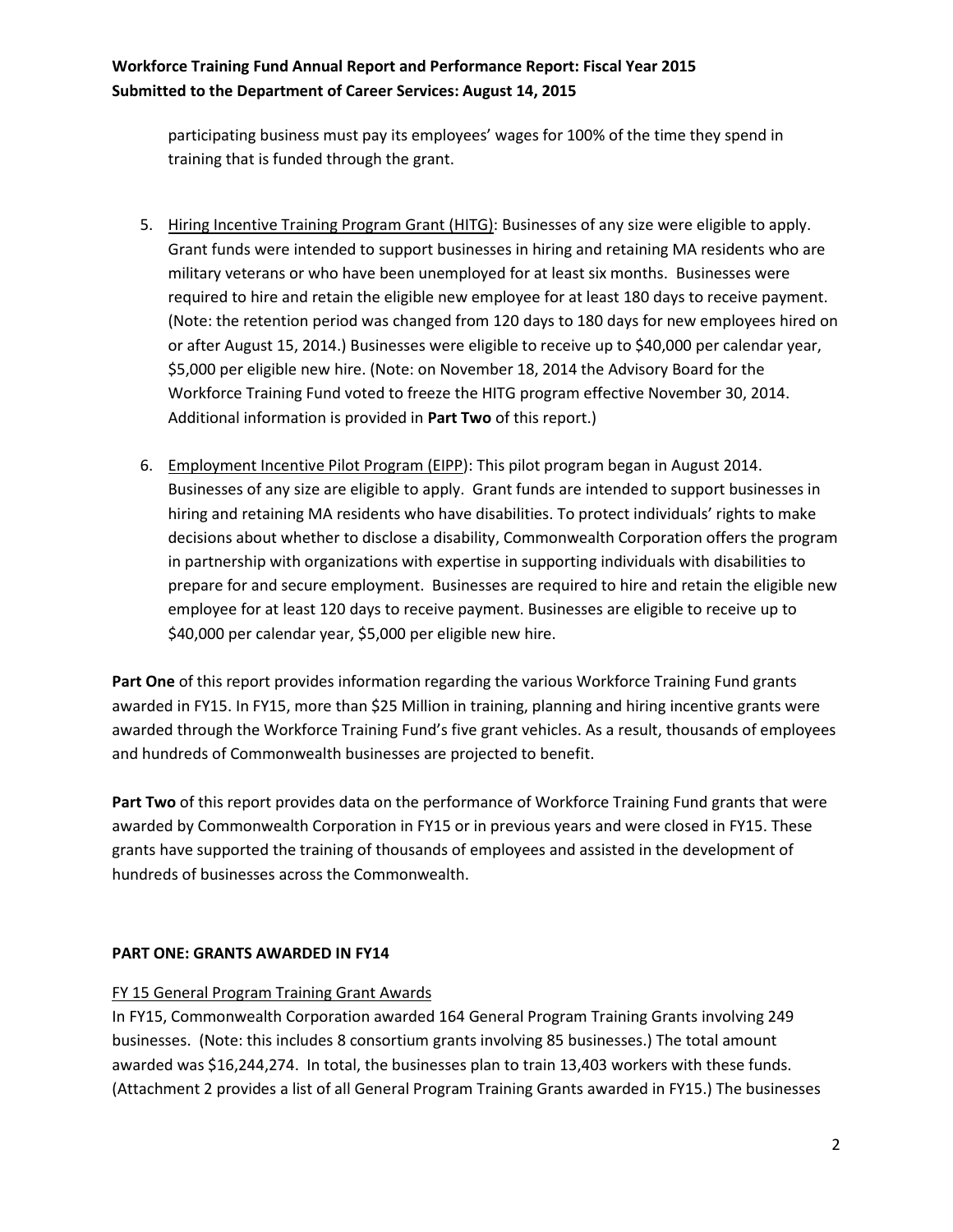participating business must pay its employees' wages for 100% of the time they spend in training that is funded through the grant.

5. Hiring Incentive Training Program Grant (HITG): Businesses of any size were eligible to apply. Grant funds were intended to support businesses in hiring and retaining MA residents who are military veterans or who have been unemployed for at least six months. Businesses were required to hire and retain the eligible new employee for at least 180 days to receive payment. (Note: the retention period was changed from 120 days to 180 days for new employees hired on or after August 15, 2014.) Businesses were eligible to receive up to $40,000 per calendar year, $5,000 per eligible new hire. (Note: on November 18, 2014 the Advisory Board for the Workforce Training Fund voted to freeze the HITG program effective November 30, 2014. Additional information is provided in **Part Two** of this report.)

6. Employment Incentive Pilot Program (EIPP): This pilot program began in August 2014. Businesses of any size are eligible to apply. Grant funds are intended to support businesses in hiring and retaining MA residents who have disabilities. To protect individuals' rights to make decisions about whether to disclose a disability, Commonwealth Corporation offers the program in partnership with organizations with expertise in supporting individuals with disabilities to prepare for and secure employment. Businesses are required to hire and retain the eligible new employee for at least 120 days to receive payment. Businesses are eligible to receive up to $40,000 per calendar year, $5,000 per eligible new hire.

**Part One** of this report provides information regarding the various Workforce Training Fund grants awarded in FY15. In FY15, more than $25 Million in training, planning and hiring incentive grants were awarded through the Workforce Training Fund's five grant vehicles. As a result, thousands of employees and hundreds of Commonwealth businesses are projected to benefit.

**Part Two** of this report provides data on the performance of Workforce Training Fund grants that were awarded by Commonwealth Corporation in FY15 or in previous years and were closed in FY15. These grants have supported the training of thousands of employees and assisted in the development of hundreds of businesses across the Commonwealth.

## PART ONE: GRANTS AWARDED IN FY14

### FY 15 General Program Training Grant Awards

In FY15, Commonwealth Corporation awarded 164 General Program Training Grants involving 249 businesses. (Note: this includes 8 consortium grants involving 85 businesses.) The total amount awarded was $16,244,274. In total, the businesses plan to train 13,403 workers with these funds. (Attachment 2 provides a list of all General Program Training Grants awarded in FY15.) The businesses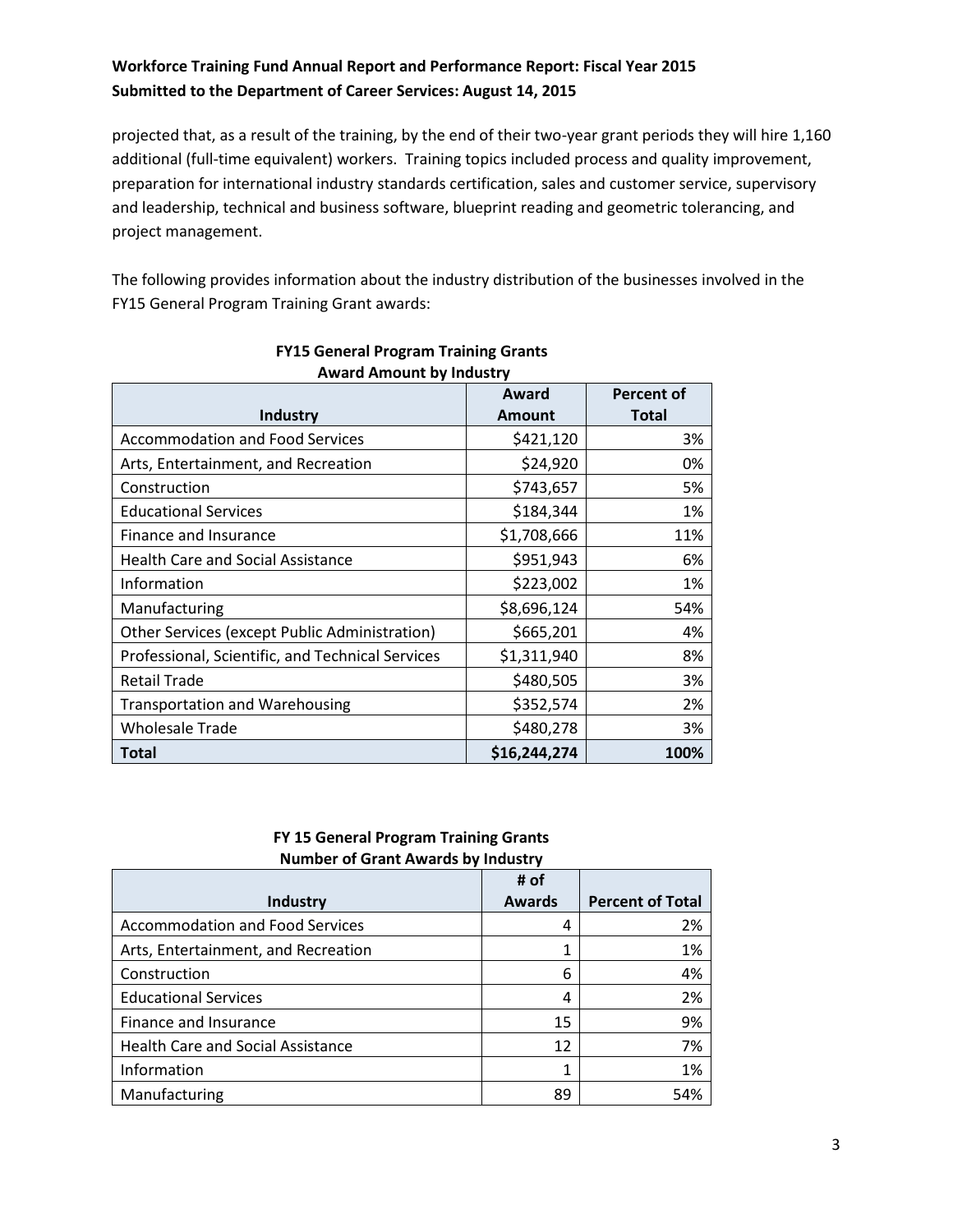projected that, as a result of the training, by the end of their two-year grant periods they will hire 1,160 additional (full-time equivalent) workers. Training topics included process and quality improvement, preparation for international industry standards certification, sales and customer service, supervisory and leadership, technical and business software, blueprint reading and geometric tolerancing, and project management.

The following provides information about the industry distribution of the businesses involved in the FY15 General Program Training Grant awards:

**FY15 General Program Training Grants**
**Award Amount by Industry**

| Industry | Award Amount | Percent of Total |
|---|---|---|
| Accommodation and Food Services | $421,120 | 3% |
| Arts, Entertainment, and Recreation | $24,920 | 0% |
| Construction | $743,657 | 5% |
| Educational Services | $184,344 | 1% |
| Finance and Insurance | $1,708,666 | 11% |
| Health Care and Social Assistance | $951,943 | 6% |
| Information | $223,002 | 1% |
| Manufacturing | $8,696,124 | 54% |
| Other Services (except Public Administration) | $665,201 | 4% |
| Professional, Scientific, and Technical Services | $1,311,940 | 8% |
| Retail Trade | $480,505 | 3% |
| Transportation and Warehousing | $352,574 | 2% |
| Wholesale Trade | $480,278 | 3% |
| **Total** | **$16,244,274** | **100%** |

**FY 15 General Program Training Grants**
**Number of Grant Awards by Industry**

| Industry | # of Awards | Percent of Total |
|---|---|---|
| Accommodation and Food Services | 4 | 2% |
| Arts, Entertainment, and Recreation | 1 | 1% |
| Construction | 6 | 4% |
| Educational Services | 4 | 2% |
| Finance and Insurance | 15 | 9% |
| Health Care and Social Assistance | 12 | 7% |
| Information | 1 | 1% |
| Manufacturing | 89 | 54% |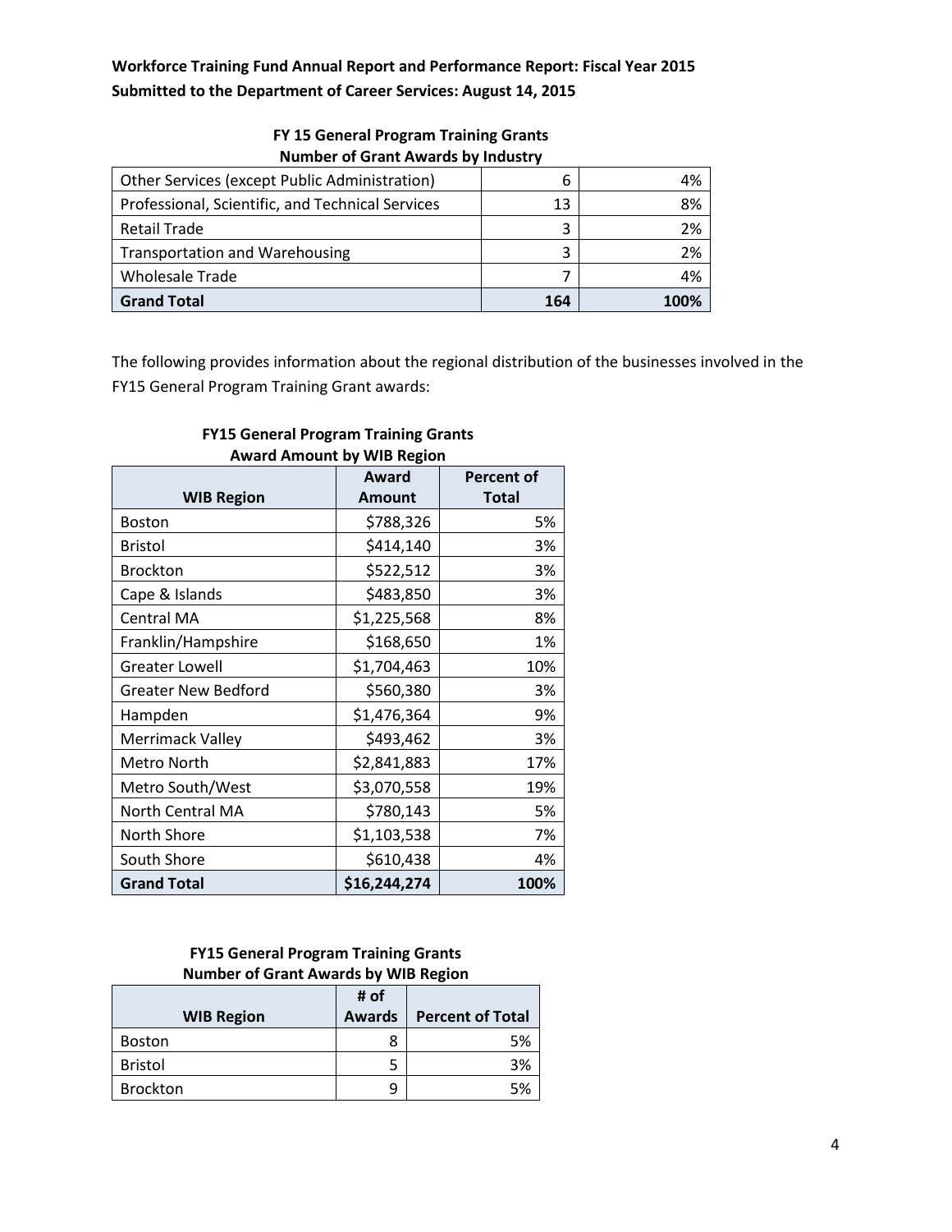**Workforce Training Fund Annual Report and Performance Report: Fiscal Year 2015**
**Submitted to the Department of Career Services: August 14, 2015**

**FY 15 General Program Training Grants**
**Number of Grant Awards by Industry**

| | | |
|---|---|---|
| Other Services (except Public Administration) | 6 | 4% |
| Professional, Scientific, and Technical Services | 13 | 8% |
| Retail Trade | 3 | 2% |
| Transportation and Warehousing | 3 | 2% |
| Wholesale Trade | 7 | 4% |
| **Grand Total** | **164** | **100%** |

The following provides information about the regional distribution of the businesses involved in the FY15 General Program Training Grant awards:

**FY15 General Program Training Grants**
**Award Amount by WIB Region**

| WIB Region | Award Amount | Percent of Total |
|---|---|---|
| Boston | $788,326 | 5% |
| Bristol | $414,140 | 3% |
| Brockton | $522,512 | 3% |
| Cape & Islands | $483,850 | 3% |
| Central MA | $1,225,568 | 8% |
| Franklin/Hampshire | $168,650 | 1% |
| Greater Lowell | $1,704,463 | 10% |
| Greater New Bedford | $560,380 | 3% |
| Hampden | $1,476,364 | 9% |
| Merrimack Valley | $493,462 | 3% |
| Metro North | $2,841,883 | 17% |
| Metro South/West | $3,070,558 | 19% |
| North Central MA | $780,143 | 5% |
| North Shore | $1,103,538 | 7% |
| South Shore | $610,438 | 4% |
| **Grand Total** | **$16,244,274** | **100%** |

**FY15 General Program Training Grants**
**Number of Grant Awards by WIB Region**

| WIB Region | # of Awards | Percent of Total |
|---|---|---|
| Boston | 8 | 5% |
| Bristol | 5 | 3% |
| Brockton | 9 | 5% |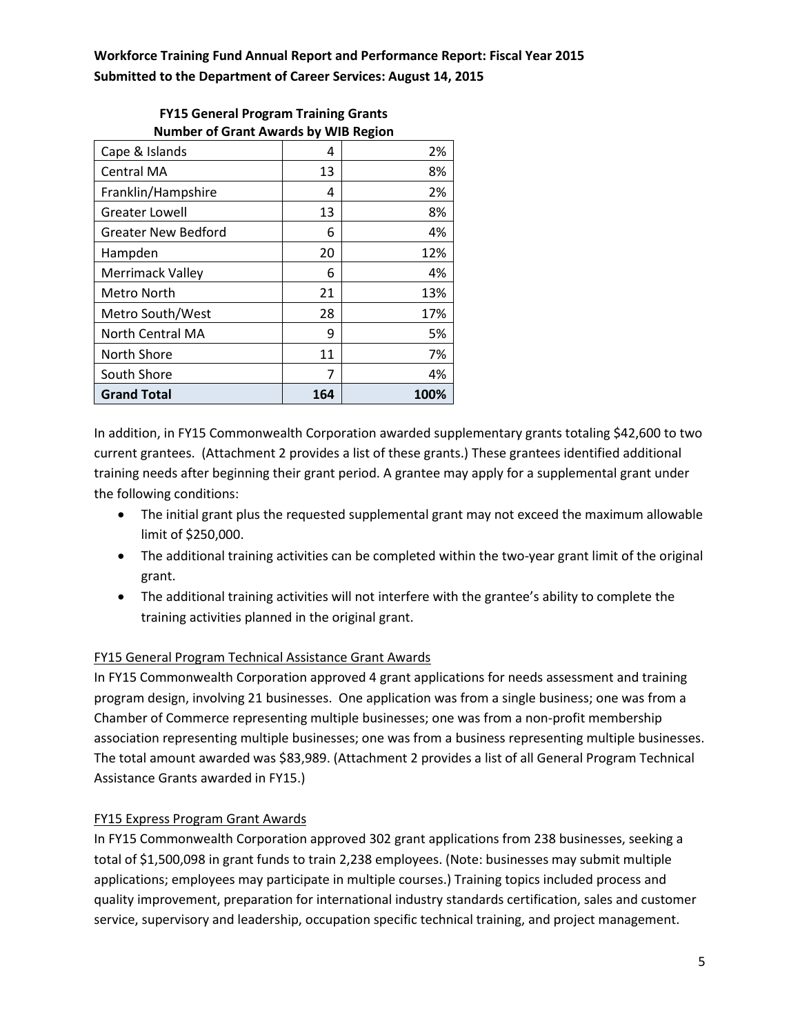**FY15 General Program Training Grants**
**Number of Grant Awards by WIB Region**

| | | |
|---|---|---|
| Cape & Islands | 4 | 2% |
| Central MA | 13 | 8% |
| Franklin/Hampshire | 4 | 2% |
| Greater Lowell | 13 | 8% |
| Greater New Bedford | 6 | 4% |
| Hampden | 20 | 12% |
| Merrimack Valley | 6 | 4% |
| Metro North | 21 | 13% |
| Metro South/West | 28 | 17% |
| North Central MA | 9 | 5% |
| North Shore | 11 | 7% |
| South Shore | 7 | 4% |
| **Grand Total** | **164** | **100%** |

In addition, in FY15 Commonwealth Corporation awarded supplementary grants totaling $42,600 to two current grantees. (Attachment 2 provides a list of these grants.) These grantees identified additional training needs after beginning their grant period. A grantee may apply for a supplemental grant under the following conditions:

- The initial grant plus the requested supplemental grant may not exceed the maximum allowable limit of $250,000.
- The additional training activities can be completed within the two-year grant limit of the original grant.
- The additional training activities will not interfere with the grantee's ability to complete the training activities planned in the original grant.

FY15 General Program Technical Assistance Grant Awards

In FY15 Commonwealth Corporation approved 4 grant applications for needs assessment and training program design, involving 21 businesses. One application was from a single business; one was from a Chamber of Commerce representing multiple businesses; one was from a non-profit membership association representing multiple businesses; one was from a business representing multiple businesses. The total amount awarded was $83,989. (Attachment 2 provides a list of all General Program Technical Assistance Grants awarded in FY15.)

FY15 Express Program Grant Awards

In FY15 Commonwealth Corporation approved 302 grant applications from 238 businesses, seeking a total of $1,500,098 in grant funds to train 2,238 employees. (Note: businesses may submit multiple applications; employees may participate in multiple courses.) Training topics included process and quality improvement, preparation for international industry standards certification, sales and customer service, supervisory and leadership, occupation specific technical training, and project management.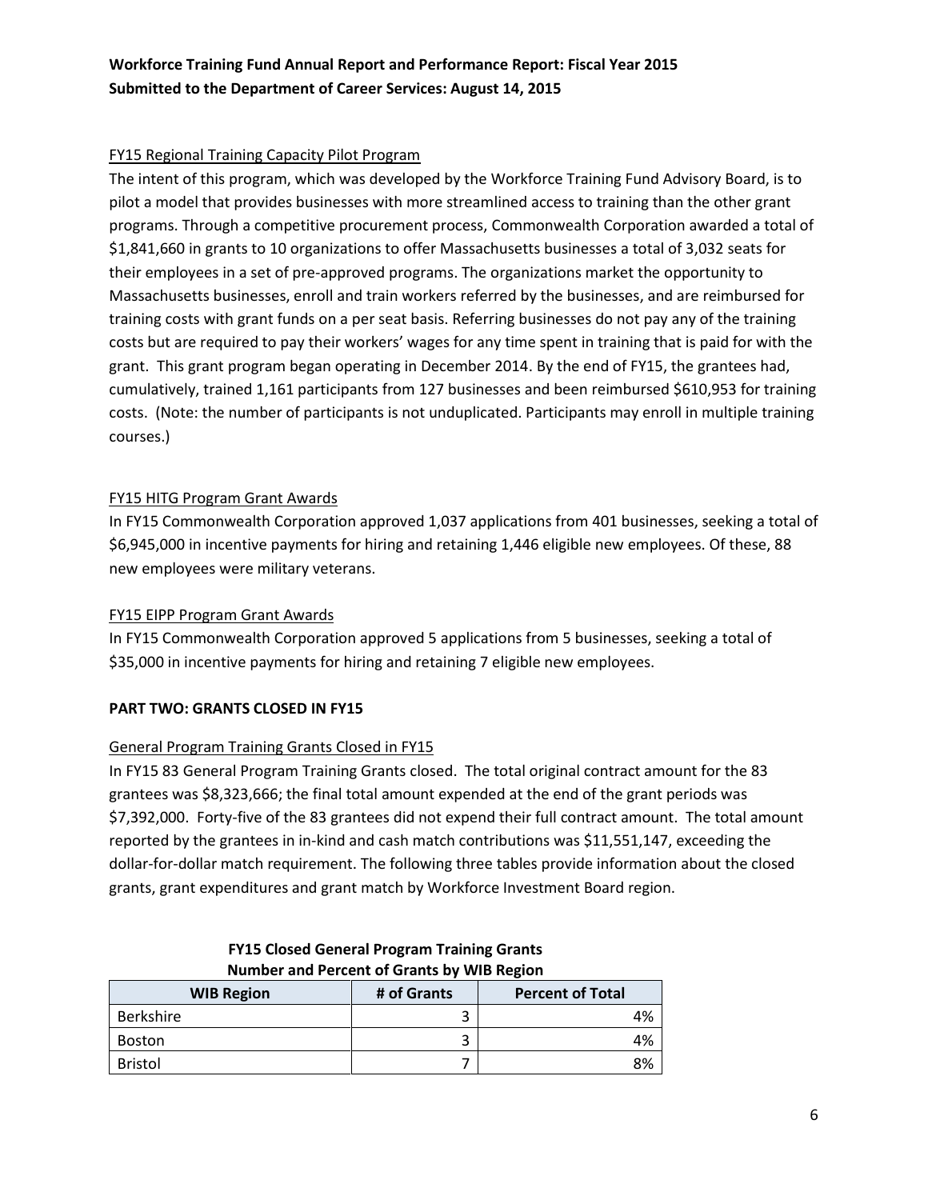Workforce Training Fund Annual Report and Performance Report: Fiscal Year 2015
Submitted to the Department of Career Services: August 14, 2015

### FY15 Regional Training Capacity Pilot Program

The intent of this program, which was developed by the Workforce Training Fund Advisory Board, is to pilot a model that provides businesses with more streamlined access to training than the other grant programs. Through a competitive procurement process, Commonwealth Corporation awarded a total of $1,841,660 in grants to 10 organizations to offer Massachusetts businesses a total of 3,032 seats for their employees in a set of pre-approved programs. The organizations market the opportunity to Massachusetts businesses, enroll and train workers referred by the businesses, and are reimbursed for training costs with grant funds on a per seat basis. Referring businesses do not pay any of the training costs but are required to pay their workers' wages for any time spent in training that is paid for with the grant. This grant program began operating in December 2014. By the end of FY15, the grantees had, cumulatively, trained 1,161 participants from 127 businesses and been reimbursed $610,953 for training costs. (Note: the number of participants is not unduplicated. Participants may enroll in multiple training courses.)

### FY15 HITG Program Grant Awards

In FY15 Commonwealth Corporation approved 1,037 applications from 401 businesses, seeking a total of $6,945,000 in incentive payments for hiring and retaining 1,446 eligible new employees. Of these, 88 new employees were military veterans.

### FY15 EIPP Program Grant Awards

In FY15 Commonwealth Corporation approved 5 applications from 5 businesses, seeking a total of $35,000 in incentive payments for hiring and retaining 7 eligible new employees.

## PART TWO: GRANTS CLOSED IN FY15

### General Program Training Grants Closed in FY15

In FY15 83 General Program Training Grants closed. The total original contract amount for the 83 grantees was $8,323,666; the final total amount expended at the end of the grant periods was $7,392,000. Forty-five of the 83 grantees did not expend their full contract amount. The total amount reported by the grantees in in-kind and cash match contributions was $11,551,147, exceeding the dollar-for-dollar match requirement. The following three tables provide information about the closed grants, grant expenditures and grant match by Workforce Investment Board region.

**FY15 Closed General Program Training Grants**
**Number and Percent of Grants by WIB Region**

| WIB Region | # of Grants | Percent of Total |
|---|---|---|
| Berkshire | 3 | 4% |
| Boston | 3 | 4% |
| Bristol | 7 | 8% |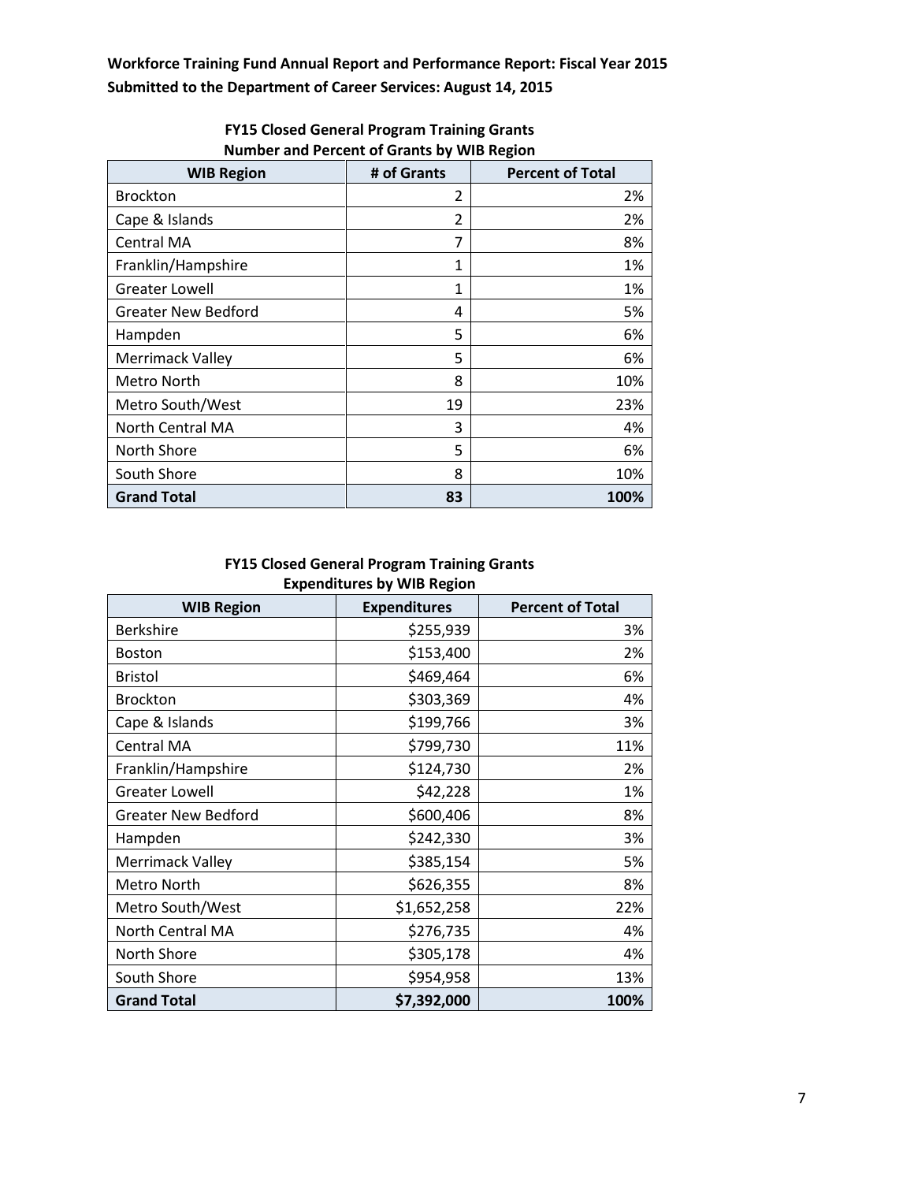**Workforce Training Fund Annual Report and Performance Report: Fiscal Year 2015**
**Submitted to the Department of Career Services: August 14, 2015**

**FY15 Closed General Program Training Grants**
**Number and Percent of Grants by WIB Region**

| WIB Region | # of Grants | Percent of Total |
|---|---|---|
| Brockton | 2 | 2% |
| Cape & Islands | 2 | 2% |
| Central MA | 7 | 8% |
| Franklin/Hampshire | 1 | 1% |
| Greater Lowell | 1 | 1% |
| Greater New Bedford | 4 | 5% |
| Hampden | 5 | 6% |
| Merrimack Valley | 5 | 6% |
| Metro North | 8 | 10% |
| Metro South/West | 19 | 23% |
| North Central MA | 3 | 4% |
| North Shore | 5 | 6% |
| South Shore | 8 | 10% |
| **Grand Total** | **83** | **100%** |

**FY15 Closed General Program Training Grants**
**Expenditures by WIB Region**

| WIB Region | Expenditures | Percent of Total |
|---|---|---|
| Berkshire | $255,939 | 3% |
| Boston | $153,400 | 2% |
| Bristol | $469,464 | 6% |
| Brockton | $303,369 | 4% |
| Cape & Islands | $199,766 | 3% |
| Central MA | $799,730 | 11% |
| Franklin/Hampshire | $124,730 | 2% |
| Greater Lowell | $42,228 | 1% |
| Greater New Bedford | $600,406 | 8% |
| Hampden | $242,330 | 3% |
| Merrimack Valley | $385,154 | 5% |
| Metro North | $626,355 | 8% |
| Metro South/West | $1,652,258 | 22% |
| North Central MA | $276,735 | 4% |
| North Shore | $305,178 | 4% |
| South Shore | $954,958 | 13% |
| **Grand Total** | **$7,392,000** | **100%** |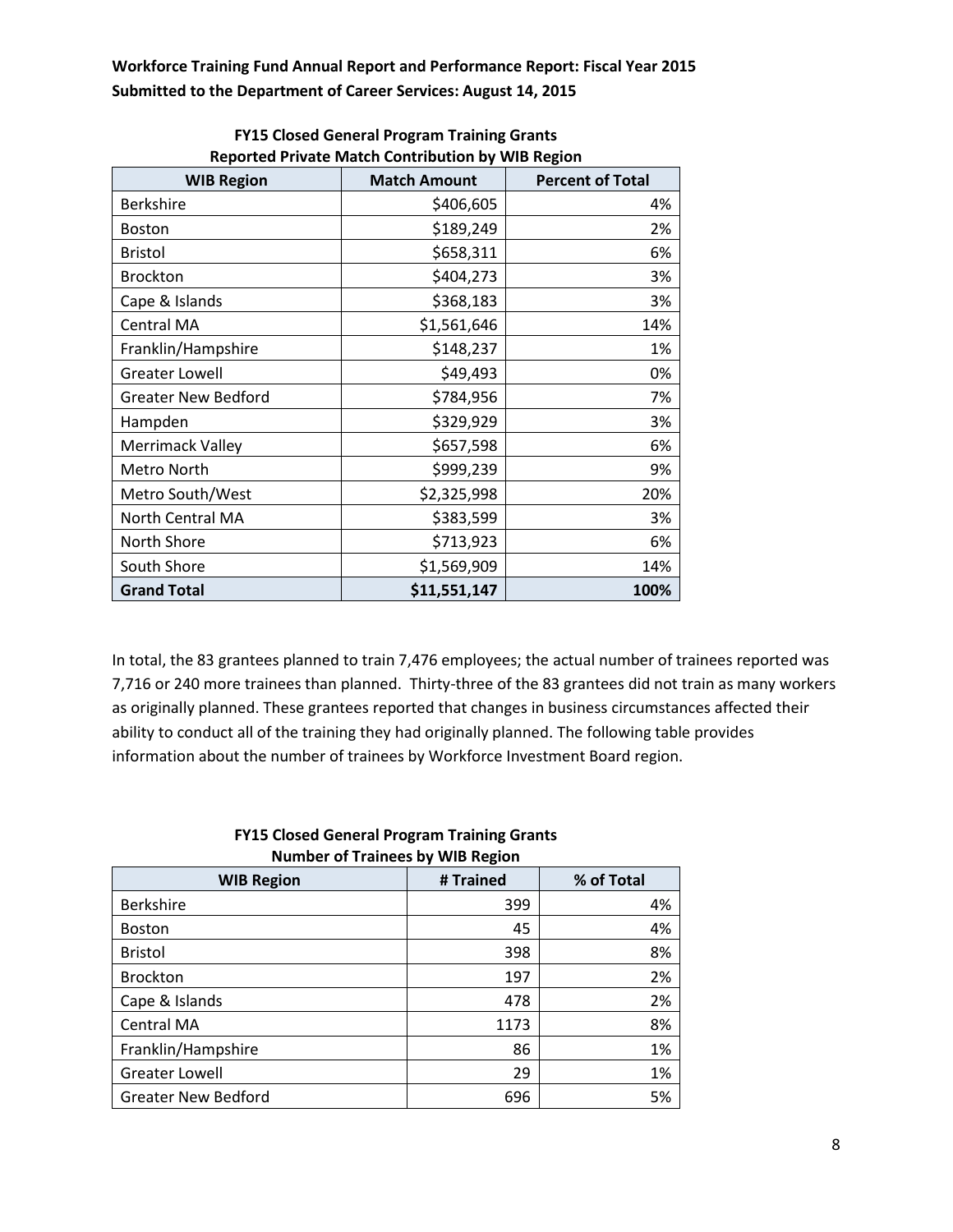**Workforce Training Fund Annual Report and Performance Report: Fiscal Year 2015**
**Submitted to the Department of Career Services: August 14, 2015**

**FY15 Closed General Program Training Grants**
**Reported Private Match Contribution by WIB Region**

| WIB Region | Match Amount | Percent of Total |
|---|---|---|
| Berkshire | $406,605 | 4% |
| Boston | $189,249 | 2% |
| Bristol | $658,311 | 6% |
| Brockton | $404,273 | 3% |
| Cape & Islands | $368,183 | 3% |
| Central MA | $1,561,646 | 14% |
| Franklin/Hampshire | $148,237 | 1% |
| Greater Lowell | $49,493 | 0% |
| Greater New Bedford | $784,956 | 7% |
| Hampden | $329,929 | 3% |
| Merrimack Valley | $657,598 | 6% |
| Metro North | $999,239 | 9% |
| Metro South/West | $2,325,998 | 20% |
| North Central MA | $383,599 | 3% |
| North Shore | $713,923 | 6% |
| South Shore | $1,569,909 | 14% |
| **Grand Total** | **$11,551,147** | **100%** |

In total, the 83 grantees planned to train 7,476 employees; the actual number of trainees reported was 7,716 or 240 more trainees than planned. Thirty-three of the 83 grantees did not train as many workers as originally planned. These grantees reported that changes in business circumstances affected their ability to conduct all of the training they had originally planned. The following table provides information about the number of trainees by Workforce Investment Board region.

**FY15 Closed General Program Training Grants**
**Number of Trainees by WIB Region**

| WIB Region | # Trained | % of Total |
|---|---|---|
| Berkshire | 399 | 4% |
| Boston | 45 | 4% |
| Bristol | 398 | 8% |
| Brockton | 197 | 2% |
| Cape & Islands | 478 | 2% |
| Central MA | 1173 | 8% |
| Franklin/Hampshire | 86 | 1% |
| Greater Lowell | 29 | 1% |
| Greater New Bedford | 696 | 5% |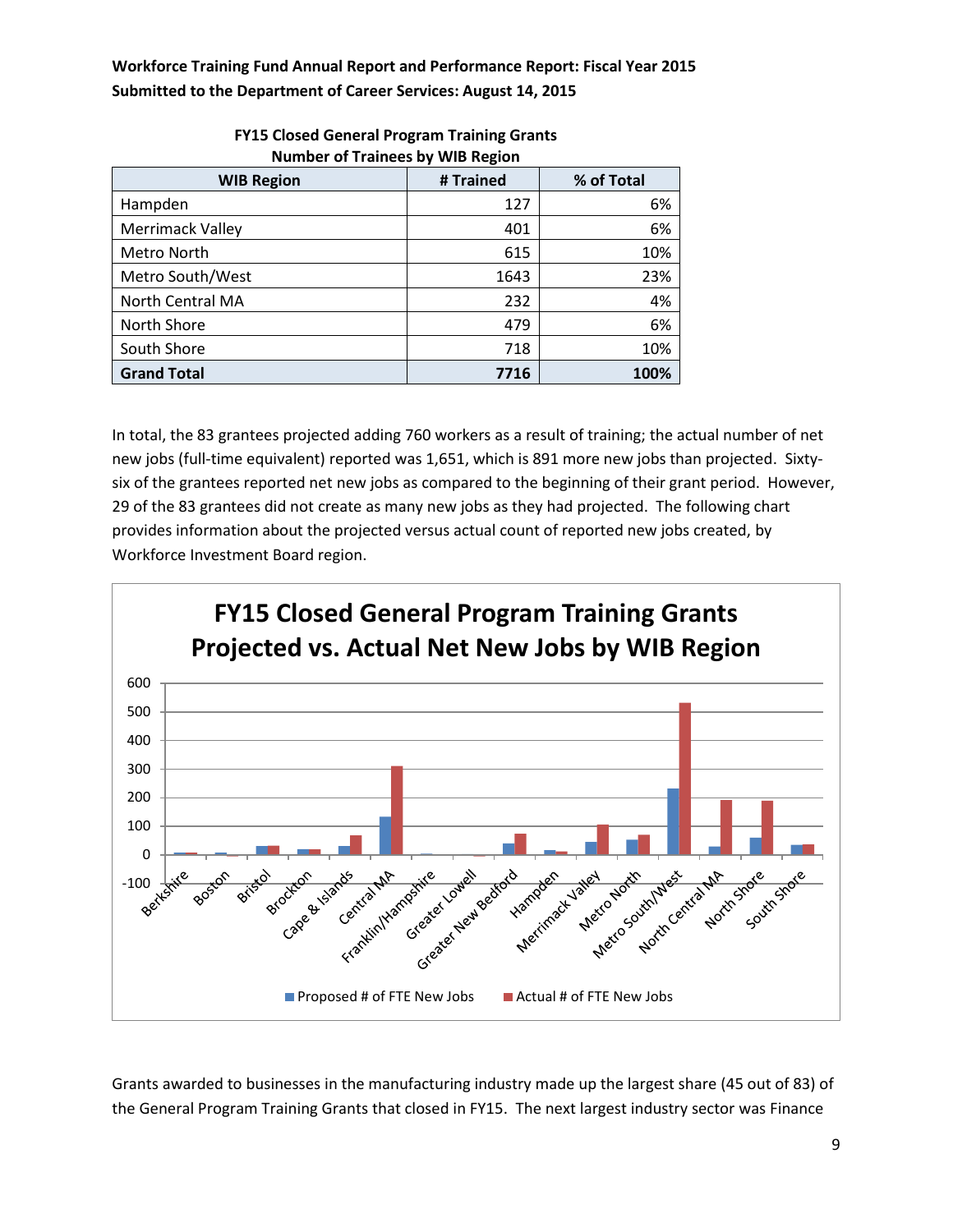Workforce Training Fund Annual Report and Performance Report: Fiscal Year 2015
Submitted to the Department of Career Services: August 14, 2015

**FY15 Closed General Program Training Grants**
**Number of Trainees by WIB Region**

| WIB Region | # Trained | % of Total |
|---|---|---|
| Hampden | 127 | 6% |
| Merrimack Valley | 401 | 6% |
| Metro North | 615 | 10% |
| Metro South/West | 1643 | 23% |
| North Central MA | 232 | 4% |
| North Shore | 479 | 6% |
| South Shore | 718 | 10% |
| **Grand Total** | **7716** | **100%** |

In total, the 83 grantees projected adding 760 workers as a result of training; the actual number of net new jobs (full-time equivalent) reported was 1,651, which is 891 more new jobs than projected. Sixty-six of the grantees reported net new jobs as compared to the beginning of their grant period. However, 29 of the 83 grantees did not create as many new jobs as they had projected. The following chart provides information about the projected versus actual count of reported new jobs created, by Workforce Investment Board region.

**FY15 Closed General Program Training Grants**
**Projected vs. Actual Net New Jobs by WIB Region**

Legend: Proposed # of FTE New Jobs; Actual # of FTE New Jobs

Regions: Berkshire, Boston, Bristol, Brockton, Cape & Islands, Central MA, Franklin/Hampshire, Greater Lowell, Greater New Bedford, Hampden, Merrimack Valley, Metro North, Metro South/West, North Central MA, North Shore, South Shore

Grants awarded to businesses in the manufacturing industry made up the largest share (45 out of 83) of the General Program Training Grants that closed in FY15. The next largest industry sector was Finance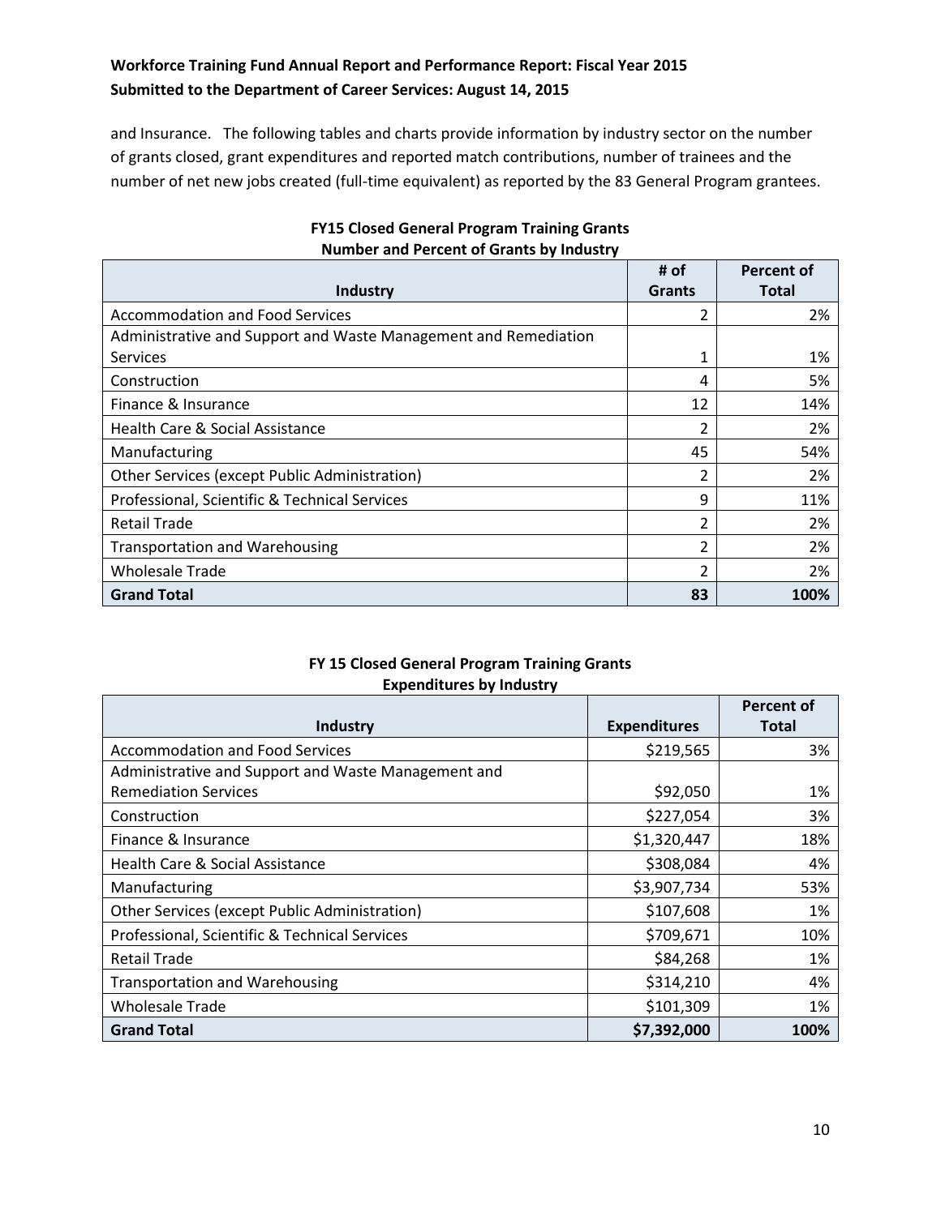and Insurance. The following tables and charts provide information by industry sector on the number of grants closed, grant expenditures and reported match contributions, number of trainees and the number of net new jobs created (full-time equivalent) as reported by the 83 General Program grantees.

**FY15 Closed General Program Training Grants**
**Number and Percent of Grants by Industry**

| Industry | # of Grants | Percent of Total |
|---|---|---|
| Accommodation and Food Services | 2 | 2% |
| Administrative and Support and Waste Management and Remediation Services | 1 | 1% |
| Construction | 4 | 5% |
| Finance & Insurance | 12 | 14% |
| Health Care & Social Assistance | 2 | 2% |
| Manufacturing | 45 | 54% |
| Other Services (except Public Administration) | 2 | 2% |
| Professional, Scientific & Technical Services | 9 | 11% |
| Retail Trade | 2 | 2% |
| Transportation and Warehousing | 2 | 2% |
| Wholesale Trade | 2 | 2% |
| **Grand Total** | **83** | **100%** |

**FY 15 Closed General Program Training Grants**
**Expenditures by Industry**

| Industry | Expenditures | Percent of Total |
|---|---|---|
| Accommodation and Food Services | $219,565 | 3% |
| Administrative and Support and Waste Management and Remediation Services | $92,050 | 1% |
| Construction | $227,054 | 3% |
| Finance & Insurance | $1,320,447 | 18% |
| Health Care & Social Assistance | $308,084 | 4% |
| Manufacturing | $3,907,734 | 53% |
| Other Services (except Public Administration) | $107,608 | 1% |
| Professional, Scientific & Technical Services | $709,671 | 10% |
| Retail Trade | $84,268 | 1% |
| Transportation and Warehousing | $314,210 | 4% |
| Wholesale Trade | $101,309 | 1% |
| **Grand Total** | **$7,392,000** | **100%** |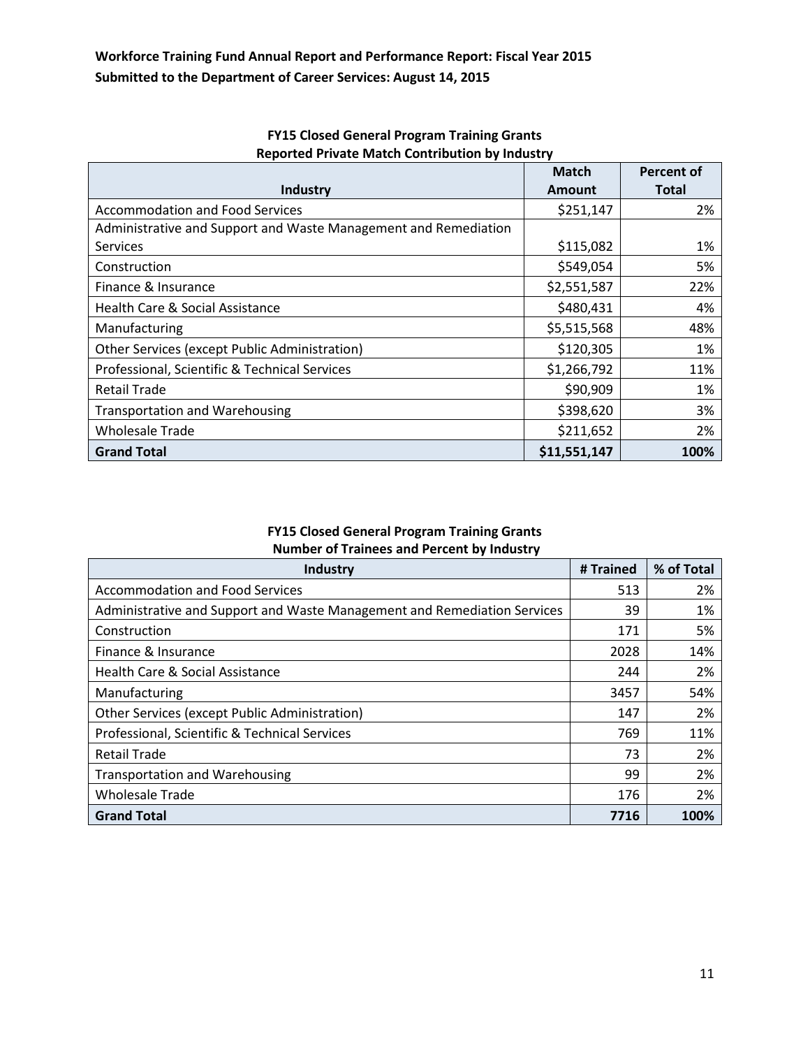**Workforce Training Fund Annual Report and Performance Report: Fiscal Year 2015**
**Submitted to the Department of Career Services: August 14, 2015**

**FY15 Closed General Program Training Grants**
**Reported Private Match Contribution by Industry**

| Industry | Match Amount | Percent of Total |
|---|---|---|
| Accommodation and Food Services | $251,147 | 2% |
| Administrative and Support and Waste Management and Remediation Services | $115,082 | 1% |
| Construction | $549,054 | 5% |
| Finance & Insurance | $2,551,587 | 22% |
| Health Care & Social Assistance | $480,431 | 4% |
| Manufacturing | $5,515,568 | 48% |
| Other Services (except Public Administration) | $120,305 | 1% |
| Professional, Scientific & Technical Services | $1,266,792 | 11% |
| Retail Trade | $90,909 | 1% |
| Transportation and Warehousing | $398,620 | 3% |
| Wholesale Trade | $211,652 | 2% |
| **Grand Total** | **$11,551,147** | **100%** |

**FY15 Closed General Program Training Grants**
**Number of Trainees and Percent by Industry**

| Industry | # Trained | % of Total |
|---|---|---|
| Accommodation and Food Services | 513 | 2% |
| Administrative and Support and Waste Management and Remediation Services | 39 | 1% |
| Construction | 171 | 5% |
| Finance & Insurance | 2028 | 14% |
| Health Care & Social Assistance | 244 | 2% |
| Manufacturing | 3457 | 54% |
| Other Services (except Public Administration) | 147 | 2% |
| Professional, Scientific & Technical Services | 769 | 11% |
| Retail Trade | 73 | 2% |
| Transportation and Warehousing | 99 | 2% |
| Wholesale Trade | 176 | 2% |
| **Grand Total** | **7716** | **100%** |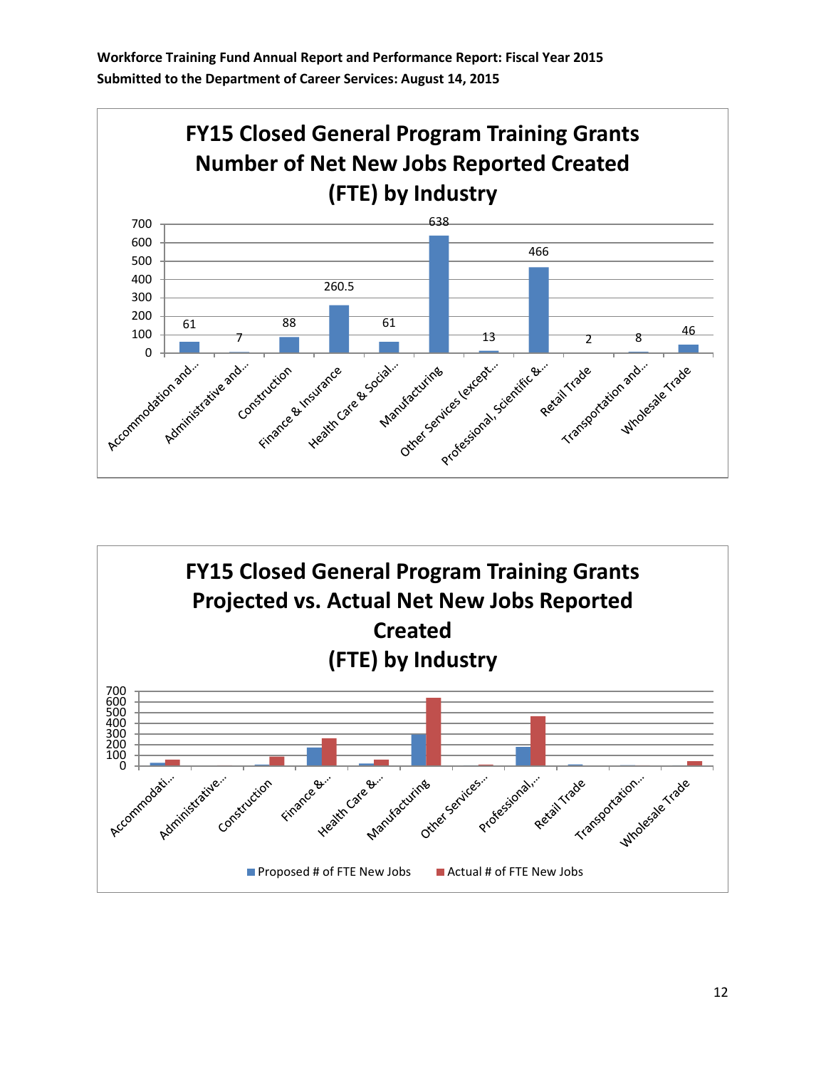### FY15 Closed General Program Training Grants Number of Net New Jobs Reported Created (FTE) by Industry

| Industry | Net New Jobs (FTE) |
|---|---|
| Accommodation and... | 61 |
| Administrative and... | 7 |
| Construction | 88 |
| Finance & Insurance | 260.5 |
| Health Care & Social... | 61 |
| Manufacturing | 638 |
| Other Services (except... | 13 |
| Professional, Scientific &... | 466 |
| Retail Trade | 2 |
| Transportation and... | 8 |
| Wholesale Trade | 46 |

### FY15 Closed General Program Training Grants Projected vs. Actual Net New Jobs Reported Created (FTE) by Industry

Industries: Accommodati..., Administrative..., Construction, Finance &..., Health Care &..., Manufacturing, Other Services..., Professional,..., Retail Trade, Transportation..., Wholesale Trade

Legend: Proposed # of FTE New Jobs; Actual # of FTE New Jobs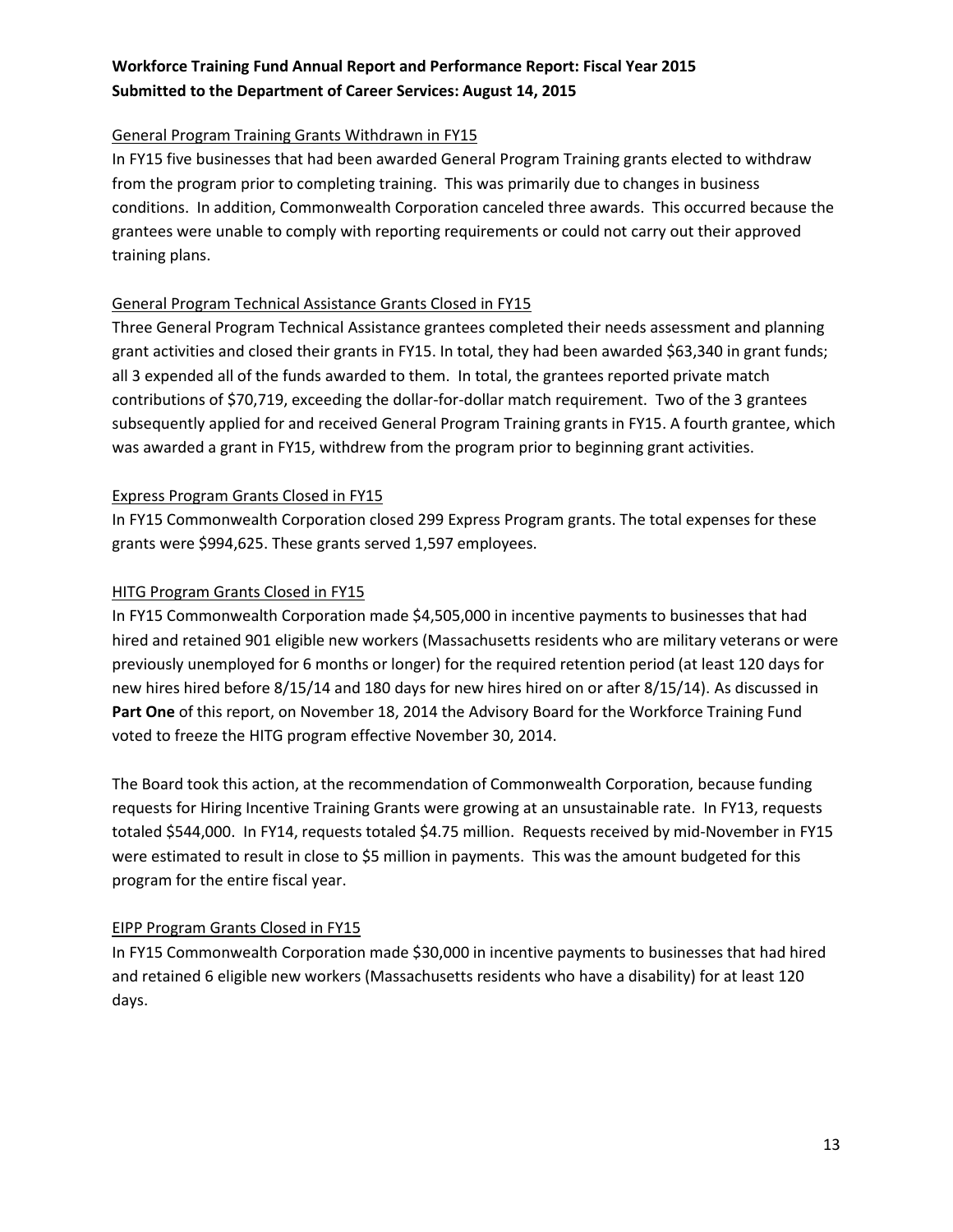General Program Training Grants Withdrawn in FY15

In FY15 five businesses that had been awarded General Program Training grants elected to withdraw from the program prior to completing training. This was primarily due to changes in business conditions. In addition, Commonwealth Corporation canceled three awards. This occurred because the grantees were unable to comply with reporting requirements or could not carry out their approved training plans.

General Program Technical Assistance Grants Closed in FY15

Three General Program Technical Assistance grantees completed their needs assessment and planning grant activities and closed their grants in FY15. In total, they had been awarded $63,340 in grant funds; all 3 expended all of the funds awarded to them. In total, the grantees reported private match contributions of $70,719, exceeding the dollar-for-dollar match requirement. Two of the 3 grantees subsequently applied for and received General Program Training grants in FY15. A fourth grantee, which was awarded a grant in FY15, withdrew from the program prior to beginning grant activities.

Express Program Grants Closed in FY15

In FY15 Commonwealth Corporation closed 299 Express Program grants. The total expenses for these grants were $994,625. These grants served 1,597 employees.

HITG Program Grants Closed in FY15

In FY15 Commonwealth Corporation made $4,505,000 in incentive payments to businesses that had hired and retained 901 eligible new workers (Massachusetts residents who are military veterans or were previously unemployed for 6 months or longer) for the required retention period (at least 120 days for new hires hired before 8/15/14 and 180 days for new hires hired on or after 8/15/14). As discussed in **Part One** of this report, on November 18, 2014 the Advisory Board for the Workforce Training Fund voted to freeze the HITG program effective November 30, 2014.

The Board took this action, at the recommendation of Commonwealth Corporation, because funding requests for Hiring Incentive Training Grants were growing at an unsustainable rate. In FY13, requests totaled $544,000. In FY14, requests totaled $4.75 million. Requests received by mid-November in FY15 were estimated to result in close to $5 million in payments. This was the amount budgeted for this program for the entire fiscal year.

EIPP Program Grants Closed in FY15

In FY15 Commonwealth Corporation made $30,000 in incentive payments to businesses that had hired and retained 6 eligible new workers (Massachusetts residents who have a disability) for at least 120 days.